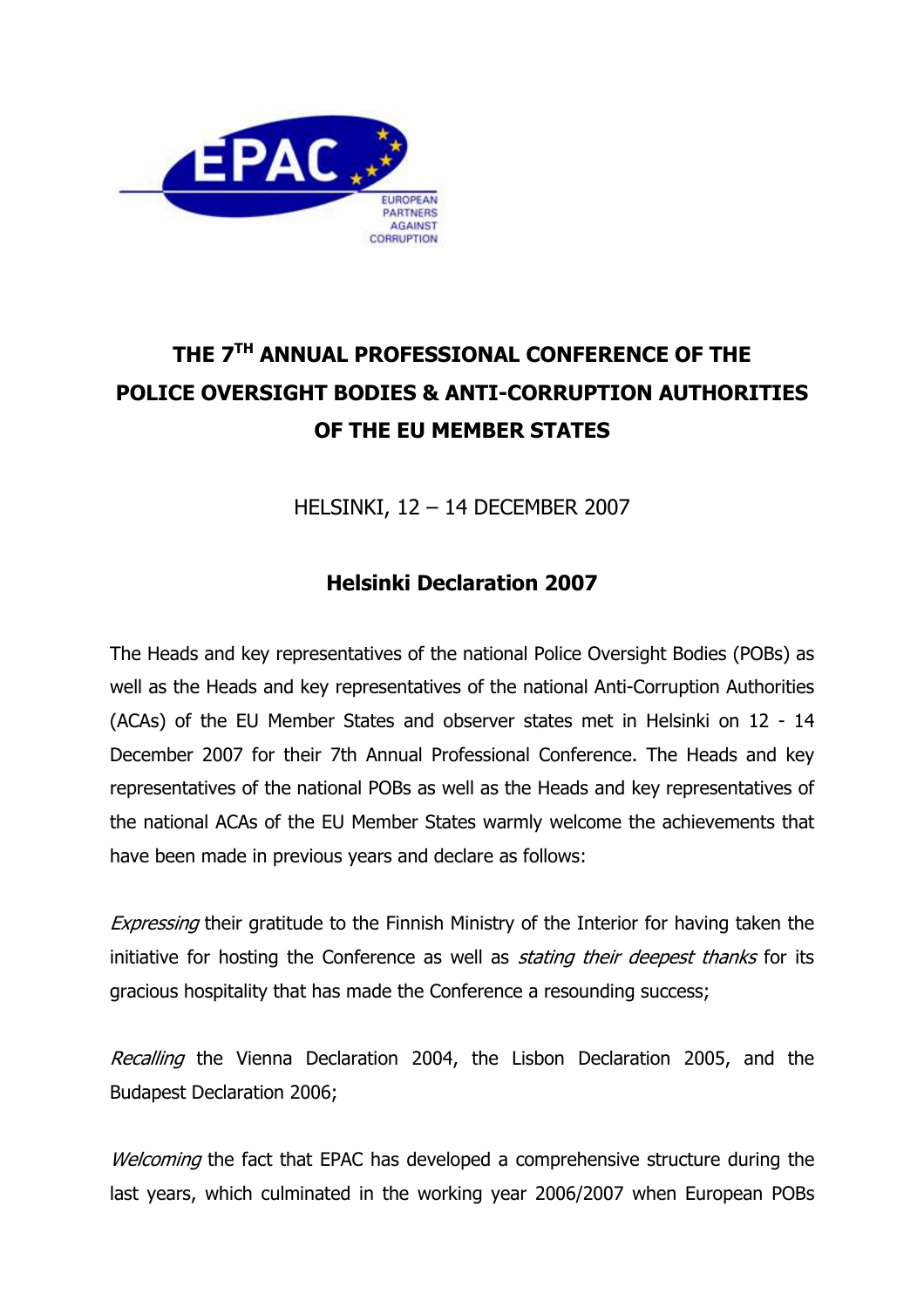# THE 7TH ANNUAL PROFESSIONAL CONFERENCE OF THE POLICE OVERSIGHT BODIES & ANTI-CORRUPTION AUTHORITIES OF THE EU MEMBER STATES

HELSINKI, 12 – 14 DECEMBER 2007

## Helsinki Declaration 2007

The Heads and key representatives of the national Police Oversight Bodies (POBs) as well as the Heads and key representatives of the national Anti-Corruption Authorities (ACAs) of the EU Member States and observer states met in Helsinki on 12 - 14 December 2007 for their 7th Annual Professional Conference. The Heads and key representatives of the national POBs as well as the Heads and key representatives of the national ACAs of the EU Member States warmly welcome the achievements that have been made in previous years and declare as follows:

*Expressing* their gratitude to the Finnish Ministry of the Interior for having taken the initiative for hosting the Conference as well as *stating their deepest thanks* for its gracious hospitality that has made the Conference a resounding success;

*Recalling* the Vienna Declaration 2004, the Lisbon Declaration 2005, and the Budapest Declaration 2006;

*Welcoming* the fact that EPAC has developed a comprehensive structure during the last years, which culminated in the working year 2006/2007 when European POBs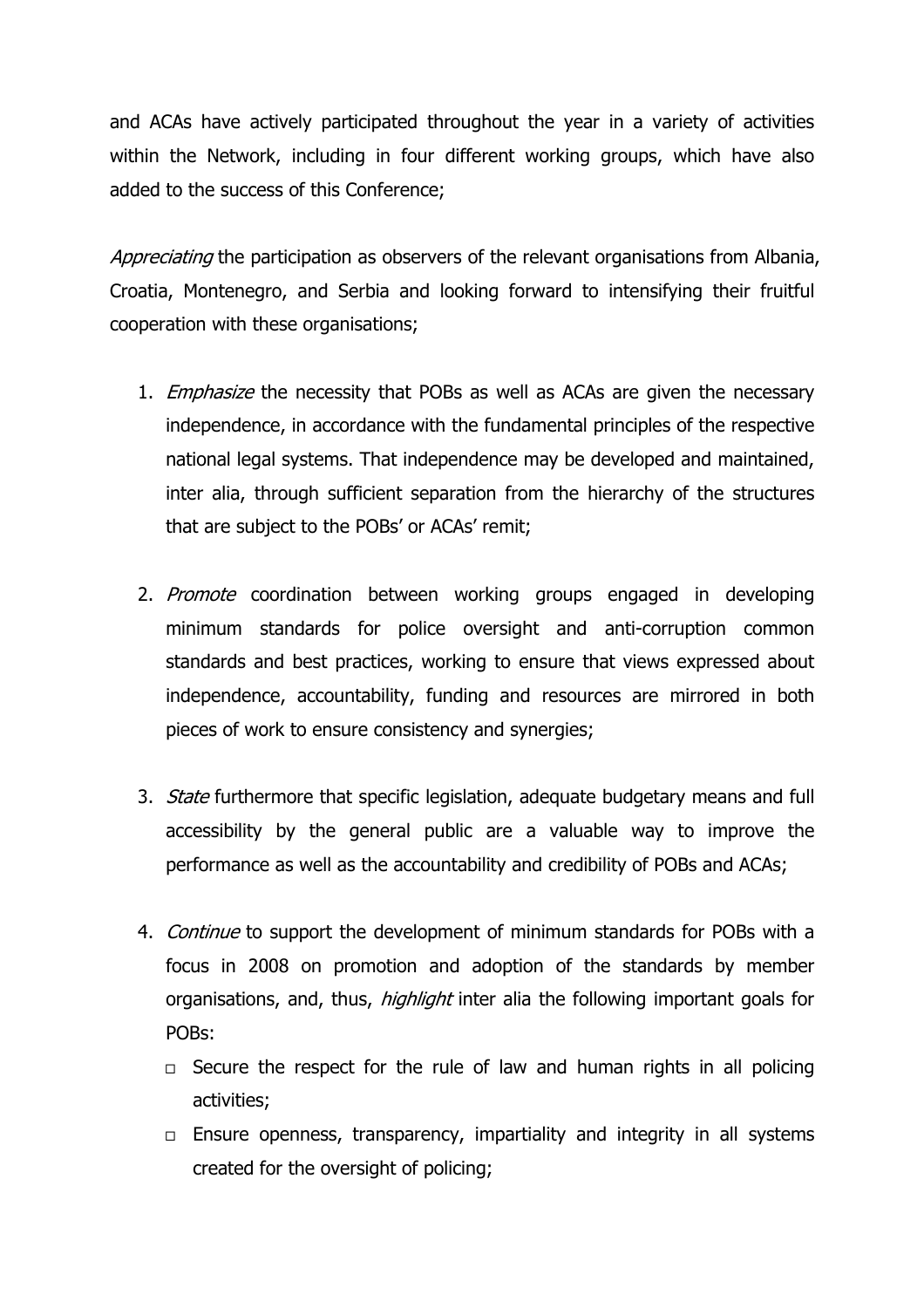and ACAs have actively participated throughout the year in a variety of activities within the Network, including in four different working groups, which have also added to the success of this Conference;

*Appreciating* the participation as observers of the relevant organisations from Albania, Croatia, Montenegro, and Serbia and looking forward to intensifying their fruitful cooperation with these organisations;

1. *Emphasize* the necessity that POBs as well as ACAs are given the necessary independence, in accordance with the fundamental principles of the respective national legal systems. That independence may be developed and maintained, inter alia, through sufficient separation from the hierarchy of the structures that are subject to the POBs' or ACAs' remit;

2. *Promote* coordination between working groups engaged in developing minimum standards for police oversight and anti-corruption common standards and best practices, working to ensure that views expressed about independence, accountability, funding and resources are mirrored in both pieces of work to ensure consistency and synergies;

3. *State* furthermore that specific legislation, adequate budgetary means and full accessibility by the general public are a valuable way to improve the performance as well as the accountability and credibility of POBs and ACAs;

4. *Continue* to support the development of minimum standards for POBs with a focus in 2008 on promotion and adoption of the standards by member organisations, and, thus, *highlight* inter alia the following important goals for POBs:
   - Secure the respect for the rule of law and human rights in all policing activities;
   - Ensure openness, transparency, impartiality and integrity in all systems created for the oversight of policing;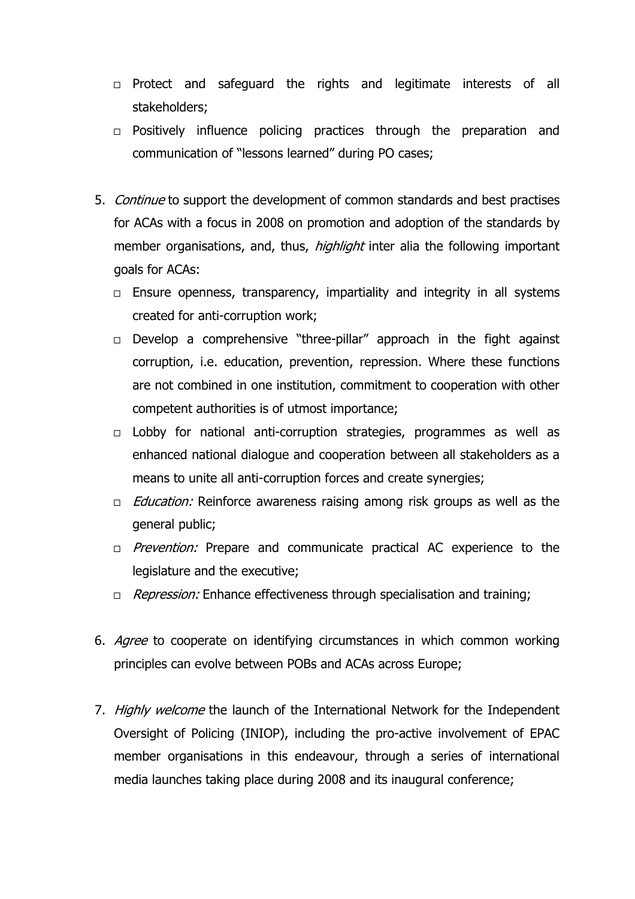- Protect and safeguard the rights and legitimate interests of all stakeholders;
- Positively influence policing practices through the preparation and communication of "lessons learned" during PO cases;

5. *Continue* to support the development of common standards and best practises for ACAs with a focus in 2008 on promotion and adoption of the standards by member organisations, and, thus, *highlight* inter alia the following important goals for ACAs:
   - Ensure openness, transparency, impartiality and integrity in all systems created for anti-corruption work;
   - Develop a comprehensive "three-pillar" approach in the fight against corruption, i.e. education, prevention, repression. Where these functions are not combined in one institution, commitment to cooperation with other competent authorities is of utmost importance;
   - Lobby for national anti-corruption strategies, programmes as well as enhanced national dialogue and cooperation between all stakeholders as a means to unite all anti-corruption forces and create synergies;
   - *Education:* Reinforce awareness raising among risk groups as well as the general public;
   - *Prevention:* Prepare and communicate practical AC experience to the legislature and the executive;
   - *Repression:* Enhance effectiveness through specialisation and training;

6. *Agree* to cooperate on identifying circumstances in which common working principles can evolve between POBs and ACAs across Europe;

7. *Highly welcome* the launch of the International Network for the Independent Oversight of Policing (INIOP), including the pro-active involvement of EPAC member organisations in this endeavour, through a series of international media launches taking place during 2008 and its inaugural conference;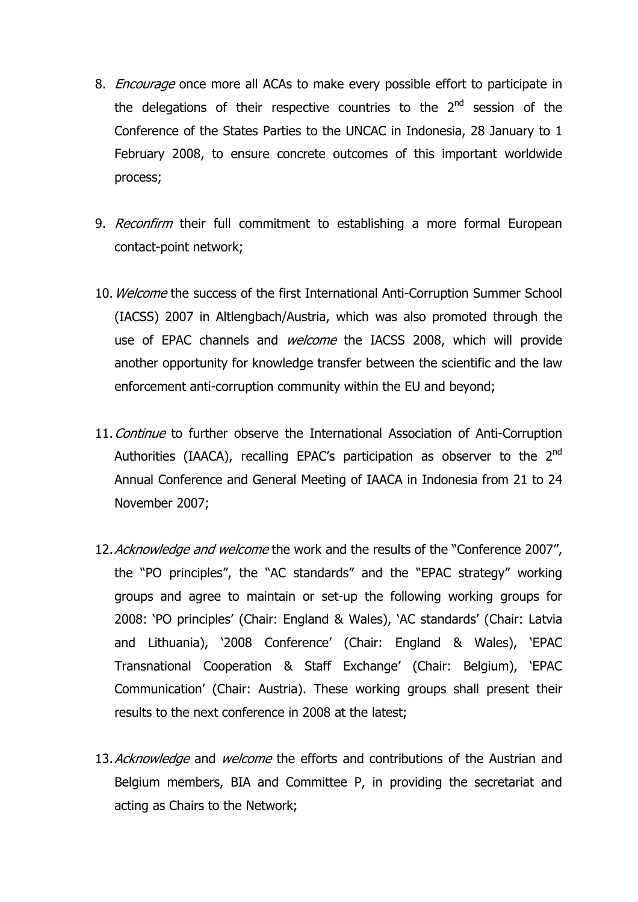8. *Encourage* once more all ACAs to make every possible effort to participate in the delegations of their respective countries to the 2nd session of the Conference of the States Parties to the UNCAC in Indonesia, 28 January to 1 February 2008, to ensure concrete outcomes of this important worldwide process;

9. *Reconfirm* their full commitment to establishing a more formal European contact-point network;

10. *Welcome* the success of the first International Anti-Corruption Summer School (IACSS) 2007 in Altlengbach/Austria, which was also promoted through the use of EPAC channels and *welcome* the IACSS 2008, which will provide another opportunity for knowledge transfer between the scientific and the law enforcement anti-corruption community within the EU and beyond;

11. *Continue* to further observe the International Association of Anti-Corruption Authorities (IAACA), recalling EPAC's participation as observer to the 2nd Annual Conference and General Meeting of IAACA in Indonesia from 21 to 24 November 2007;

12. *Acknowledge and welcome* the work and the results of the "Conference 2007", the "PO principles", the "AC standards" and the "EPAC strategy" working groups and agree to maintain or set-up the following working groups for 2008: 'PO principles' (Chair: England & Wales), 'AC standards' (Chair: Latvia and Lithuania), '2008 Conference' (Chair: England & Wales), 'EPAC Transnational Cooperation & Staff Exchange' (Chair: Belgium), 'EPAC Communication' (Chair: Austria). These working groups shall present their results to the next conference in 2008 at the latest;

13. *Acknowledge* and *welcome* the efforts and contributions of the Austrian and Belgium members, BIA and Committee P, in providing the secretariat and acting as Chairs to the Network;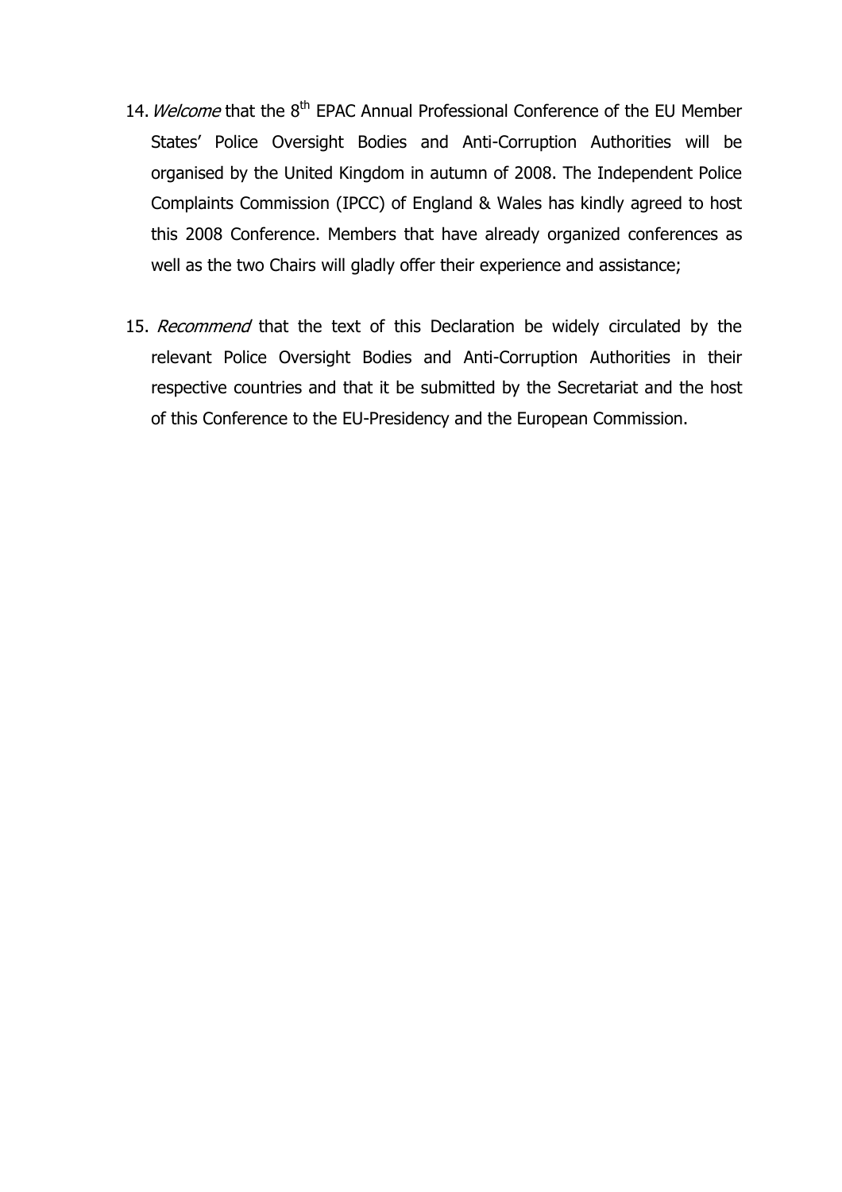14. *Welcome* that the 8th EPAC Annual Professional Conference of the EU Member States' Police Oversight Bodies and Anti-Corruption Authorities will be organised by the United Kingdom in autumn of 2008. The Independent Police Complaints Commission (IPCC) of England & Wales has kindly agreed to host this 2008 Conference. Members that have already organized conferences as well as the two Chairs will gladly offer their experience and assistance;

15. *Recommend* that the text of this Declaration be widely circulated by the relevant Police Oversight Bodies and Anti-Corruption Authorities in their respective countries and that it be submitted by the Secretariat and the host of this Conference to the EU-Presidency and the European Commission.